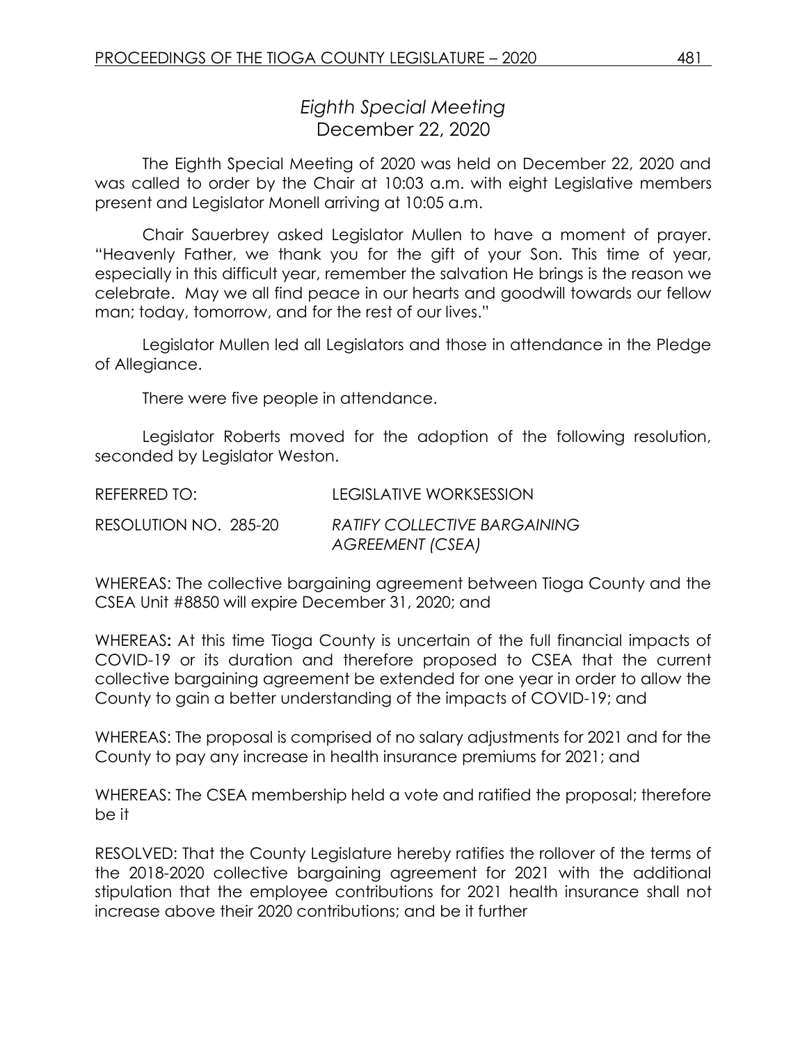# *Eighth Special Meeting*
## December 22, 2020

The Eighth Special Meeting of 2020 was held on December 22, 2020 and was called to order by the Chair at 10:03 a.m. with eight Legislative members present and Legislator Monell arriving at 10:05 a.m.

Chair Sauerbrey asked Legislator Mullen to have a moment of prayer. "Heavenly Father, we thank you for the gift of your Son. This time of year, especially in this difficult year, remember the salvation He brings is the reason we celebrate. May we all find peace in our hearts and goodwill towards our fellow man; today, tomorrow, and for the rest of our lives."

Legislator Mullen led all Legislators and those in attendance in the Pledge of Allegiance.

There were five people in attendance.

Legislator Roberts moved for the adoption of the following resolution, seconded by Legislator Weston.

REFERRED TO: LEGISLATIVE WORKSESSION

RESOLUTION NO. 285-20 *RATIFY COLLECTIVE BARGAINING AGREEMENT (CSEA)*

WHEREAS: The collective bargaining agreement between Tioga County and the CSEA Unit #8850 will expire December 31, 2020; and

WHEREAS**:** At this time Tioga County is uncertain of the full financial impacts of COVID-19 or its duration and therefore proposed to CSEA that the current collective bargaining agreement be extended for one year in order to allow the County to gain a better understanding of the impacts of COVID-19; and

WHEREAS: The proposal is comprised of no salary adjustments for 2021 and for the County to pay any increase in health insurance premiums for 2021; and

WHEREAS: The CSEA membership held a vote and ratified the proposal; therefore be it

RESOLVED: That the County Legislature hereby ratifies the rollover of the terms of the 2018-2020 collective bargaining agreement for 2021 with the additional stipulation that the employee contributions for 2021 health insurance shall not increase above their 2020 contributions; and be it further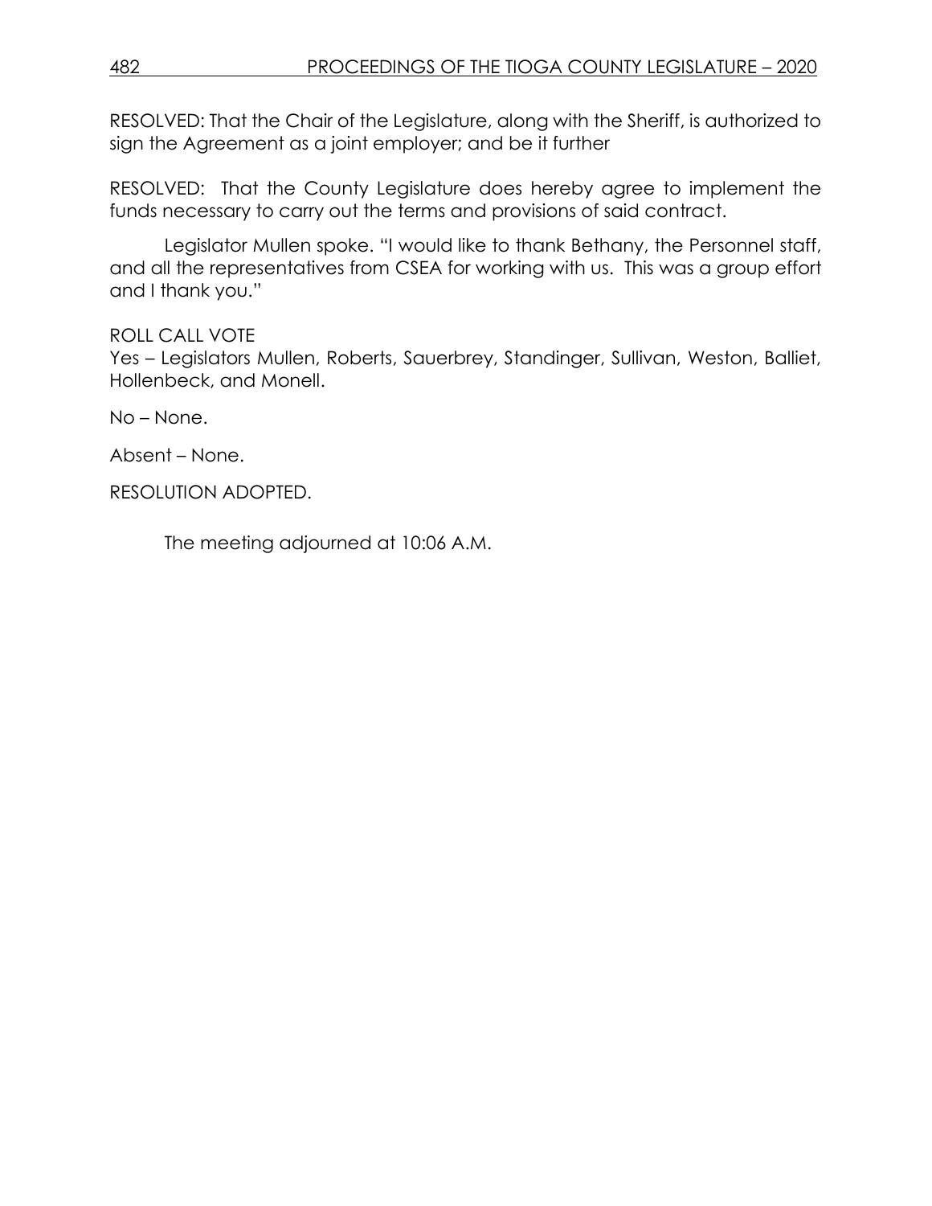RESOLVED: That the Chair of the Legislature, along with the Sheriff, is authorized to sign the Agreement as a joint employer; and be it further

RESOLVED: That the County Legislature does hereby agree to implement the funds necessary to carry out the terms and provisions of said contract.

Legislator Mullen spoke. "I would like to thank Bethany, the Personnel staff, and all the representatives from CSEA for working with us. This was a group effort and I thank you."

ROLL CALL VOTE
Yes – Legislators Mullen, Roberts, Sauerbrey, Standinger, Sullivan, Weston, Balliet, Hollenbeck, and Monell.

No – None.

Absent – None.

RESOLUTION ADOPTED.

The meeting adjourned at 10:06 A.M.